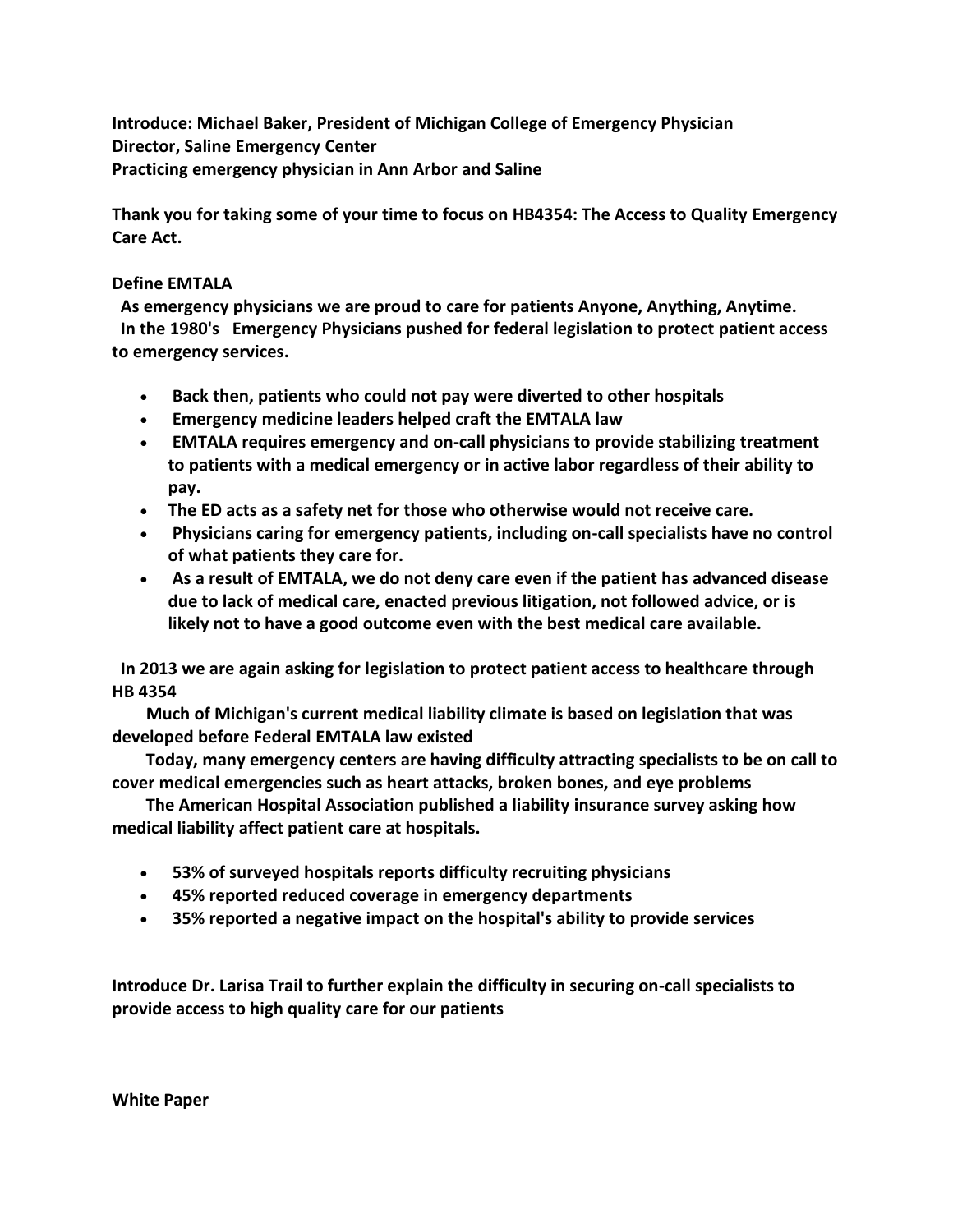**Introduce: Michael Baker, President of Michigan College of Emergency Physician**
**Director, Saline Emergency Center**
**Practicing emergency physician in Ann Arbor and Saline**

**Thank you for taking some of your time to focus on HB4354: The Access to Quality Emergency Care Act.**

**Define EMTALA**

**As emergency physicians we are proud to care for patients Anyone, Anything, Anytime.**
**In the 1980's Emergency Physicians pushed for federal legislation to protect patient access to emergency services.**

- **Back then, patients who could not pay were diverted to other hospitals**
- **Emergency medicine leaders helped craft the EMTALA law**
- **EMTALA requires emergency and on-call physicians to provide stabilizing treatment to patients with a medical emergency or in active labor regardless of their ability to pay.**
- **The ED acts as a safety net for those who otherwise would not receive care.**
- **Physicians caring for emergency patients, including on-call specialists have no control of what patients they care for.**
- **As a result of EMTALA, we do not deny care even if the patient has advanced disease due to lack of medical care, enacted previous litigation, not followed advice, or is likely not to have a good outcome even with the best medical care available.**

**In 2013 we are again asking for legislation to protect patient access to healthcare through HB 4354**

**Much of Michigan's current medical liability climate is based on legislation that was developed before Federal EMTALA law existed**

**Today, many emergency centers are having difficulty attracting specialists to be on call to cover medical emergencies such as heart attacks, broken bones, and eye problems**

**The American Hospital Association published a liability insurance survey asking how medical liability affect patient care at hospitals.**

- **53% of surveyed hospitals reports difficulty recruiting physicians**
- **45% reported reduced coverage in emergency departments**
- **35% reported a negative impact on the hospital's ability to provide services**

**Introduce Dr. Larisa Trail to further explain the difficulty in securing on-call specialists to provide access to high quality care for our patients**

**White Paper**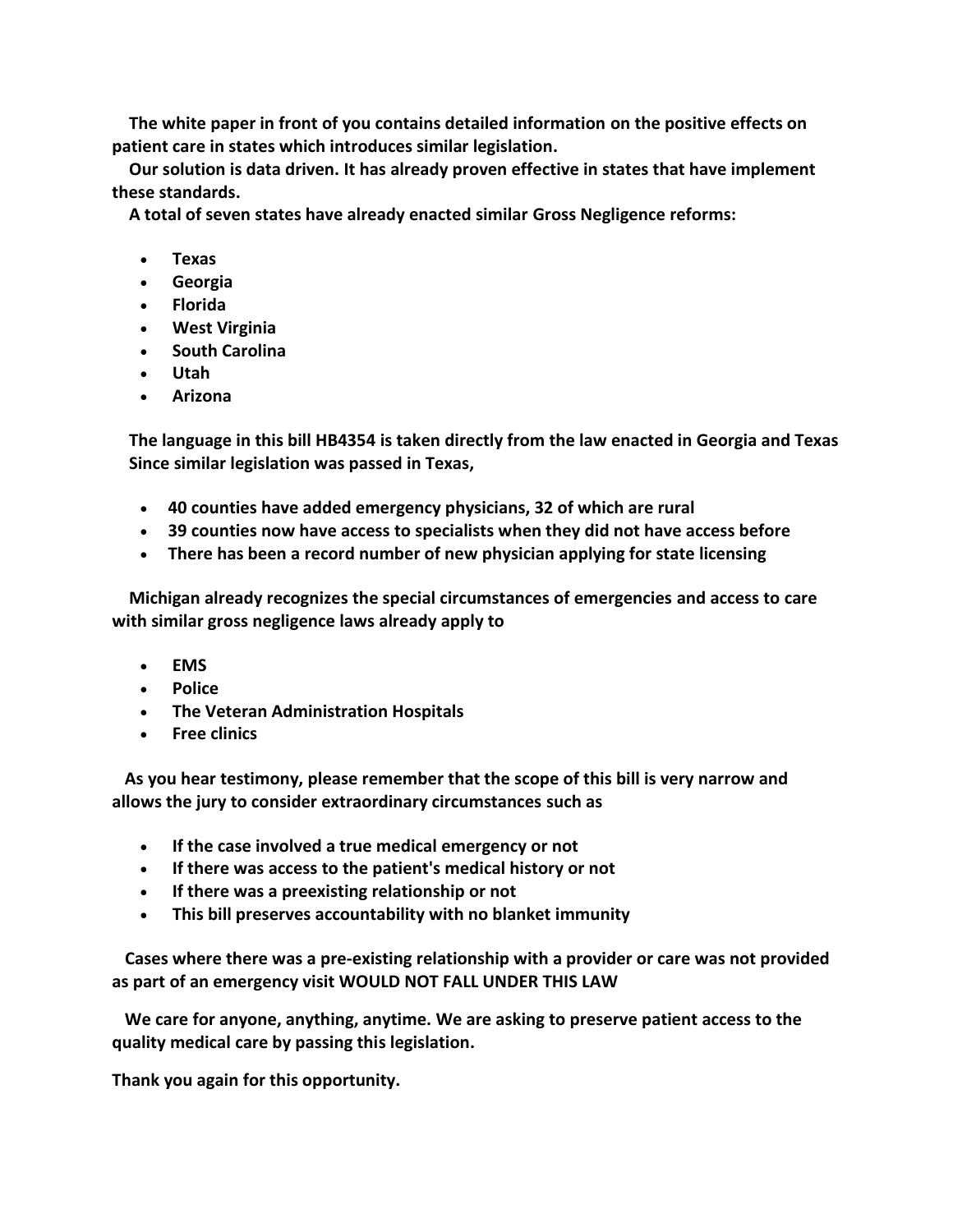**The white paper in front of you contains detailed information on the positive effects on patient care in states which introduces similar legislation.**

**Our solution is data driven. It has already proven effective in states that have implement these standards.**

**A total of seven states have already enacted similar Gross Negligence reforms:**

- **Texas**
- **Georgia**
- **Florida**
- **West Virginia**
- **South Carolina**
- **Utah**
- **Arizona**

**The language in this bill HB4354 is taken directly from the law enacted in Georgia and Texas Since similar legislation was passed in Texas,**

- **40 counties have added emergency physicians, 32 of which are rural**
- **39 counties now have access to specialists when they did not have access before**
- **There has been a record number of new physician applying for state licensing**

**Michigan already recognizes the special circumstances of emergencies and access to care with similar gross negligence laws already apply to**

- **EMS**
- **Police**
- **The Veteran Administration Hospitals**
- **Free clinics**

**As you hear testimony, please remember that the scope of this bill is very narrow and allows the jury to consider extraordinary circumstances such as**

- **If the case involved a true medical emergency or not**
- **If there was access to the patient's medical history or not**
- **If there was a preexisting relationship or not**
- **This bill preserves accountability with no blanket immunity**

**Cases where there was a pre-existing relationship with a provider or care was not provided as part of an emergency visit WOULD NOT FALL UNDER THIS LAW**

**We care for anyone, anything, anytime. We are asking to preserve patient access to the quality medical care by passing this legislation.**

**Thank you again for this opportunity.**